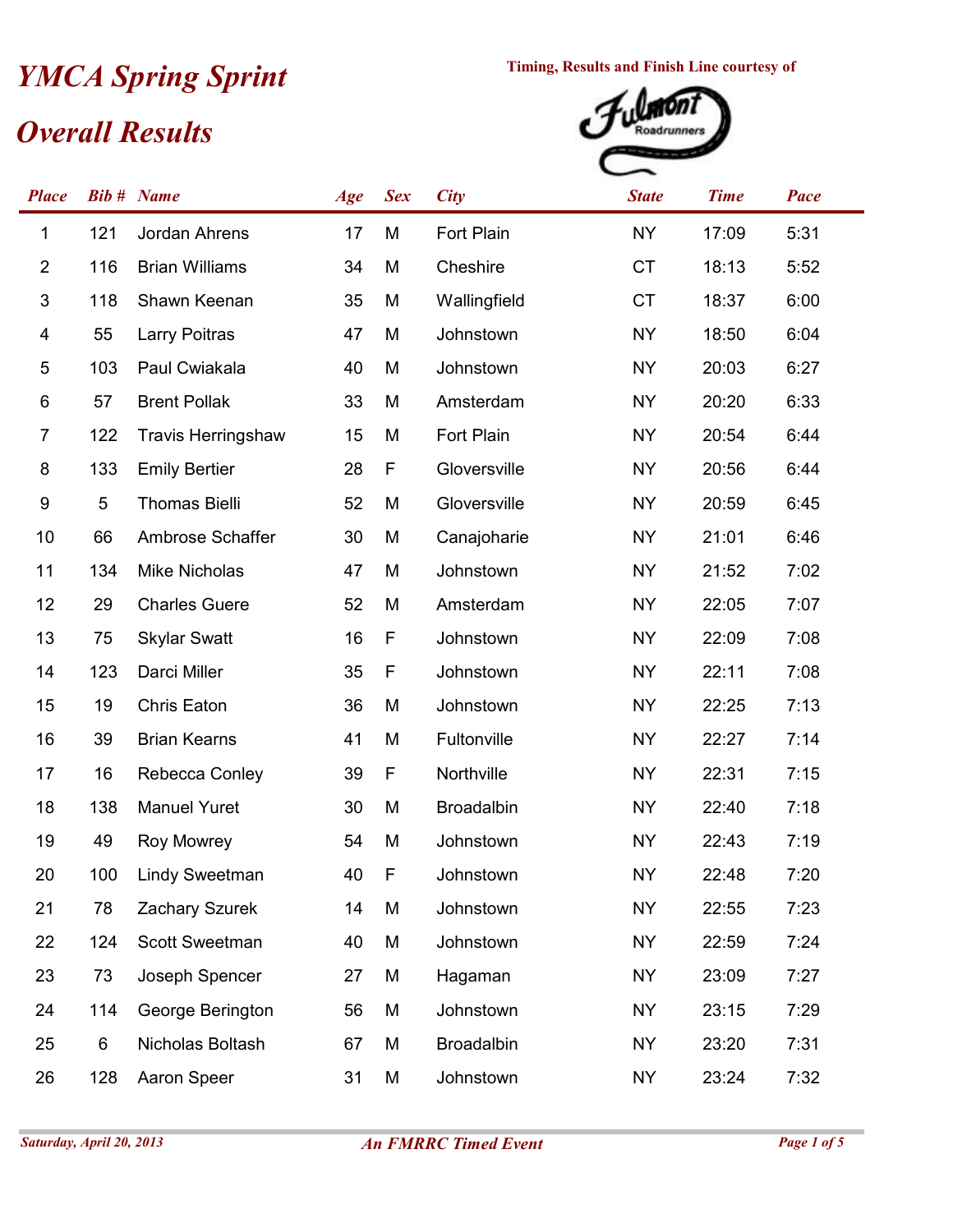# YMCA Spring Sprint

## Overall Results

Timing, Results and Finish Line courtesy of

| Place | Bib # | Name | Age | Sex | City | State | Time | Pace |
|---|---|---|---|---|---|---|---|---|
| 1 | 121 | Jordan Ahrens | 17 | M | Fort Plain | NY | 17:09 | 5:31 |
| 2 | 116 | Brian Williams | 34 | M | Cheshire | CT | 18:13 | 5:52 |
| 3 | 118 | Shawn Keenan | 35 | M | Wallingfield | CT | 18:37 | 6:00 |
| 4 | 55 | Larry Poitras | 47 | M | Johnstown | NY | 18:50 | 6:04 |
| 5 | 103 | Paul Cwiakala | 40 | M | Johnstown | NY | 20:03 | 6:27 |
| 6 | 57 | Brent Pollak | 33 | M | Amsterdam | NY | 20:20 | 6:33 |
| 7 | 122 | Travis Herringshaw | 15 | M | Fort Plain | NY | 20:54 | 6:44 |
| 8 | 133 | Emily Bertier | 28 | F | Gloversville | NY | 20:56 | 6:44 |
| 9 | 5 | Thomas Bielli | 52 | M | Gloversville | NY | 20:59 | 6:45 |
| 10 | 66 | Ambrose Schaffer | 30 | M | Canajoharie | NY | 21:01 | 6:46 |
| 11 | 134 | Mike Nicholas | 47 | M | Johnstown | NY | 21:52 | 7:02 |
| 12 | 29 | Charles Guere | 52 | M | Amsterdam | NY | 22:05 | 7:07 |
| 13 | 75 | Skylar Swatt | 16 | F | Johnstown | NY | 22:09 | 7:08 |
| 14 | 123 | Darci Miller | 35 | F | Johnstown | NY | 22:11 | 7:08 |
| 15 | 19 | Chris Eaton | 36 | M | Johnstown | NY | 22:25 | 7:13 |
| 16 | 39 | Brian Kearns | 41 | M | Fultonville | NY | 22:27 | 7:14 |
| 17 | 16 | Rebecca Conley | 39 | F | Northville | NY | 22:31 | 7:15 |
| 18 | 138 | Manuel Yuret | 30 | M | Broadalbin | NY | 22:40 | 7:18 |
| 19 | 49 | Roy Mowrey | 54 | M | Johnstown | NY | 22:43 | 7:19 |
| 20 | 100 | Lindy Sweetman | 40 | F | Johnstown | NY | 22:48 | 7:20 |
| 21 | 78 | Zachary Szurek | 14 | M | Johnstown | NY | 22:55 | 7:23 |
| 22 | 124 | Scott Sweetman | 40 | M | Johnstown | NY | 22:59 | 7:24 |
| 23 | 73 | Joseph Spencer | 27 | M | Hagaman | NY | 23:09 | 7:27 |
| 24 | 114 | George Berington | 56 | M | Johnstown | NY | 23:15 | 7:29 |
| 25 | 6 | Nicholas Boltash | 67 | M | Broadalbin | NY | 23:20 | 7:31 |
| 26 | 128 | Aaron Speer | 31 | M | Johnstown | NY | 23:24 | 7:32 |

*Saturday, April 20, 2013* — *An FMRRC Timed Event*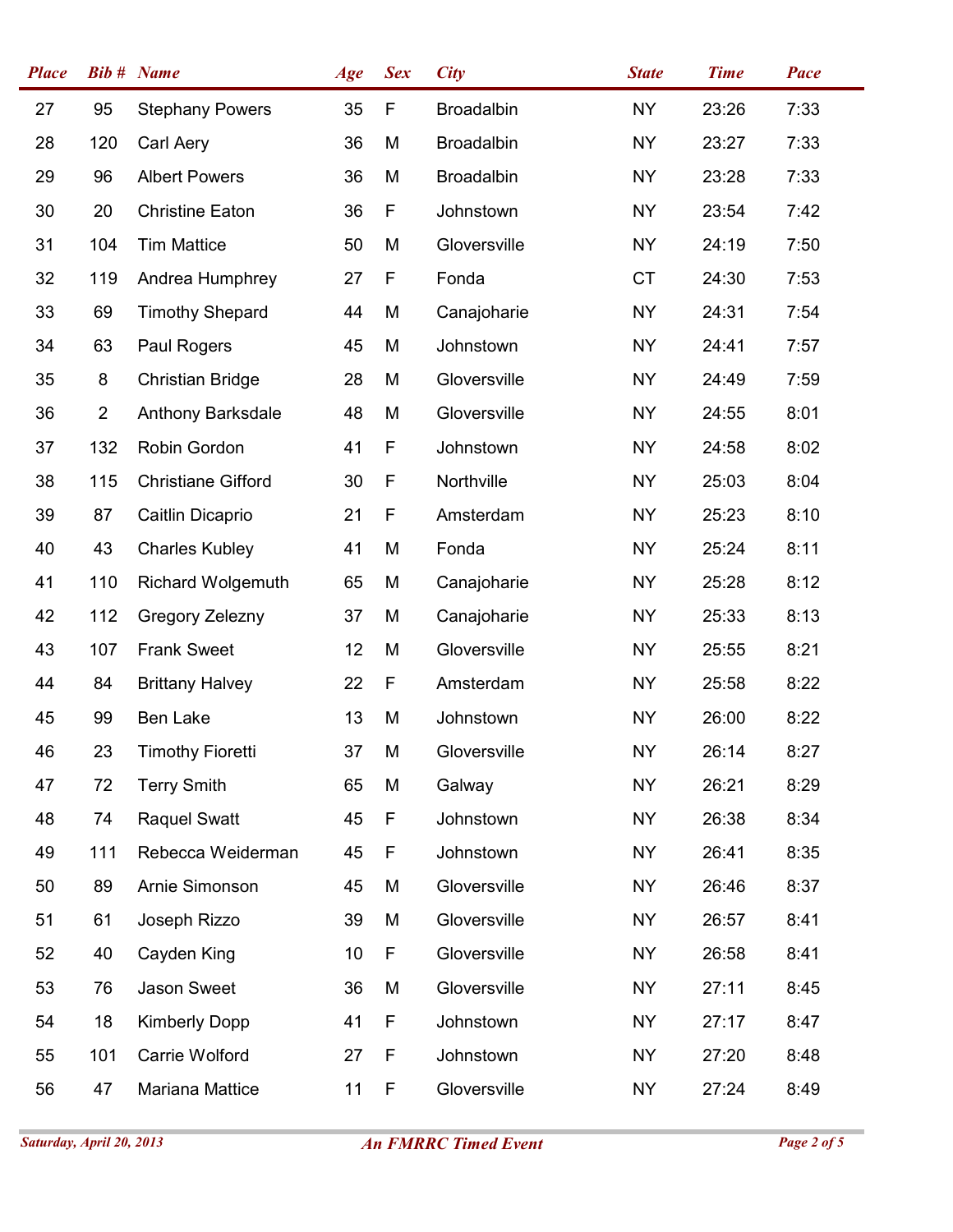| Place | Bib # | Name | Age | Sex | City | State | Time | Pace |
|---|---|---|---|---|---|---|---|---|
| 27 | 95 | Stephany Powers | 35 | F | Broadalbin | NY | 23:26 | 7:33 |
| 28 | 120 | Carl Aery | 36 | M | Broadalbin | NY | 23:27 | 7:33 |
| 29 | 96 | Albert Powers | 36 | M | Broadalbin | NY | 23:28 | 7:33 |
| 30 | 20 | Christine Eaton | 36 | F | Johnstown | NY | 23:54 | 7:42 |
| 31 | 104 | Tim Mattice | 50 | M | Gloversville | NY | 24:19 | 7:50 |
| 32 | 119 | Andrea Humphrey | 27 | F | Fonda | CT | 24:30 | 7:53 |
| 33 | 69 | Timothy Shepard | 44 | M | Canajoharie | NY | 24:31 | 7:54 |
| 34 | 63 | Paul Rogers | 45 | M | Johnstown | NY | 24:41 | 7:57 |
| 35 | 8 | Christian Bridge | 28 | M | Gloversville | NY | 24:49 | 7:59 |
| 36 | 2 | Anthony Barksdale | 48 | M | Gloversville | NY | 24:55 | 8:01 |
| 37 | 132 | Robin Gordon | 41 | F | Johnstown | NY | 24:58 | 8:02 |
| 38 | 115 | Christiane Gifford | 30 | F | Northville | NY | 25:03 | 8:04 |
| 39 | 87 | Caitlin Dicaprio | 21 | F | Amsterdam | NY | 25:23 | 8:10 |
| 40 | 43 | Charles Kubley | 41 | M | Fonda | NY | 25:24 | 8:11 |
| 41 | 110 | Richard Wolgemuth | 65 | M | Canajoharie | NY | 25:28 | 8:12 |
| 42 | 112 | Gregory Zelezny | 37 | M | Canajoharie | NY | 25:33 | 8:13 |
| 43 | 107 | Frank Sweet | 12 | M | Gloversville | NY | 25:55 | 8:21 |
| 44 | 84 | Brittany Halvey | 22 | F | Amsterdam | NY | 25:58 | 8:22 |
| 45 | 99 | Ben Lake | 13 | M | Johnstown | NY | 26:00 | 8:22 |
| 46 | 23 | Timothy Fioretti | 37 | M | Gloversville | NY | 26:14 | 8:27 |
| 47 | 72 | Terry Smith | 65 | M | Galway | NY | 26:21 | 8:29 |
| 48 | 74 | Raquel Swatt | 45 | F | Johnstown | NY | 26:38 | 8:34 |
| 49 | 111 | Rebecca Weiderman | 45 | F | Johnstown | NY | 26:41 | 8:35 |
| 50 | 89 | Arnie Simonson | 45 | M | Gloversville | NY | 26:46 | 8:37 |
| 51 | 61 | Joseph Rizzo | 39 | M | Gloversville | NY | 26:57 | 8:41 |
| 52 | 40 | Cayden King | 10 | F | Gloversville | NY | 26:58 | 8:41 |
| 53 | 76 | Jason Sweet | 36 | M | Gloversville | NY | 27:11 | 8:45 |
| 54 | 18 | Kimberly Dopp | 41 | F | Johnstown | NY | 27:17 | 8:47 |
| 55 | 101 | Carrie Wolford | 27 | F | Johnstown | NY | 27:20 | 8:48 |
| 56 | 47 | Mariana Mattice | 11 | F | Gloversville | NY | 27:24 | 8:49 |

*Saturday, April 20, 2013* — ***An FMRRC Timed Event***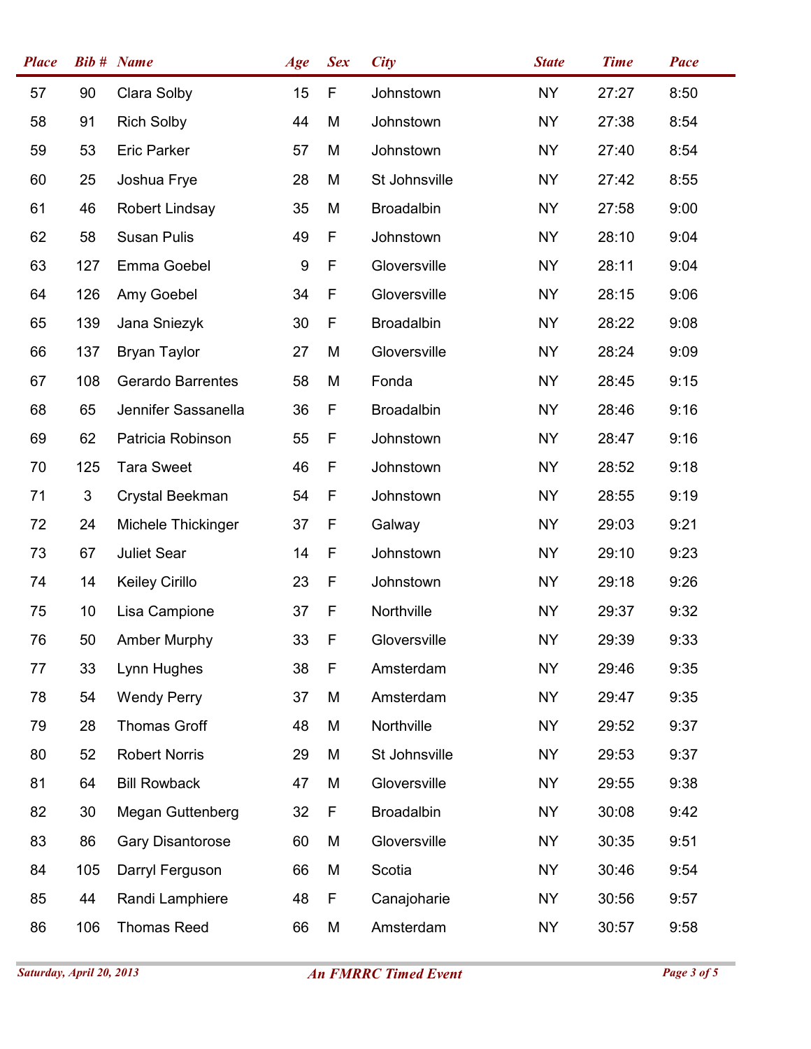| Place | Bib # | Name | Age | Sex | City | State | Time | Pace |
|---|---|---|---|---|---|---|---|---|
| 57 | 90 | Clara Solby | 15 | F | Johnstown | NY | 27:27 | 8:50 |
| 58 | 91 | Rich Solby | 44 | M | Johnstown | NY | 27:38 | 8:54 |
| 59 | 53 | Eric Parker | 57 | M | Johnstown | NY | 27:40 | 8:54 |
| 60 | 25 | Joshua Frye | 28 | M | St Johnsville | NY | 27:42 | 8:55 |
| 61 | 46 | Robert Lindsay | 35 | M | Broadalbin | NY | 27:58 | 9:00 |
| 62 | 58 | Susan Pulis | 49 | F | Johnstown | NY | 28:10 | 9:04 |
| 63 | 127 | Emma Goebel | 9 | F | Gloversville | NY | 28:11 | 9:04 |
| 64 | 126 | Amy Goebel | 34 | F | Gloversville | NY | 28:15 | 9:06 |
| 65 | 139 | Jana Sniezyk | 30 | F | Broadalbin | NY | 28:22 | 9:08 |
| 66 | 137 | Bryan Taylor | 27 | M | Gloversville | NY | 28:24 | 9:09 |
| 67 | 108 | Gerardo Barrentes | 58 | M | Fonda | NY | 28:45 | 9:15 |
| 68 | 65 | Jennifer Sassanella | 36 | F | Broadalbin | NY | 28:46 | 9:16 |
| 69 | 62 | Patricia Robinson | 55 | F | Johnstown | NY | 28:47 | 9:16 |
| 70 | 125 | Tara Sweet | 46 | F | Johnstown | NY | 28:52 | 9:18 |
| 71 | 3 | Crystal Beekman | 54 | F | Johnstown | NY | 28:55 | 9:19 |
| 72 | 24 | Michele Thickinger | 37 | F | Galway | NY | 29:03 | 9:21 |
| 73 | 67 | Juliet Sear | 14 | F | Johnstown | NY | 29:10 | 9:23 |
| 74 | 14 | Keiley Cirillo | 23 | F | Johnstown | NY | 29:18 | 9:26 |
| 75 | 10 | Lisa Campione | 37 | F | Northville | NY | 29:37 | 9:32 |
| 76 | 50 | Amber Murphy | 33 | F | Gloversville | NY | 29:39 | 9:33 |
| 77 | 33 | Lynn Hughes | 38 | F | Amsterdam | NY | 29:46 | 9:35 |
| 78 | 54 | Wendy Perry | 37 | M | Amsterdam | NY | 29:47 | 9:35 |
| 79 | 28 | Thomas Groff | 48 | M | Northville | NY | 29:52 | 9:37 |
| 80 | 52 | Robert Norris | 29 | M | St Johnsville | NY | 29:53 | 9:37 |
| 81 | 64 | Bill Rowback | 47 | M | Gloversville | NY | 29:55 | 9:38 |
| 82 | 30 | Megan Guttenberg | 32 | F | Broadalbin | NY | 30:08 | 9:42 |
| 83 | 86 | Gary Disantorose | 60 | M | Gloversville | NY | 30:35 | 9:51 |
| 84 | 105 | Darryl Ferguson | 66 | M | Scotia | NY | 30:46 | 9:54 |
| 85 | 44 | Randi Lamphiere | 48 | F | Canajoharie | NY | 30:56 | 9:57 |
| 86 | 106 | Thomas Reed | 66 | M | Amsterdam | NY | 30:57 | 9:58 |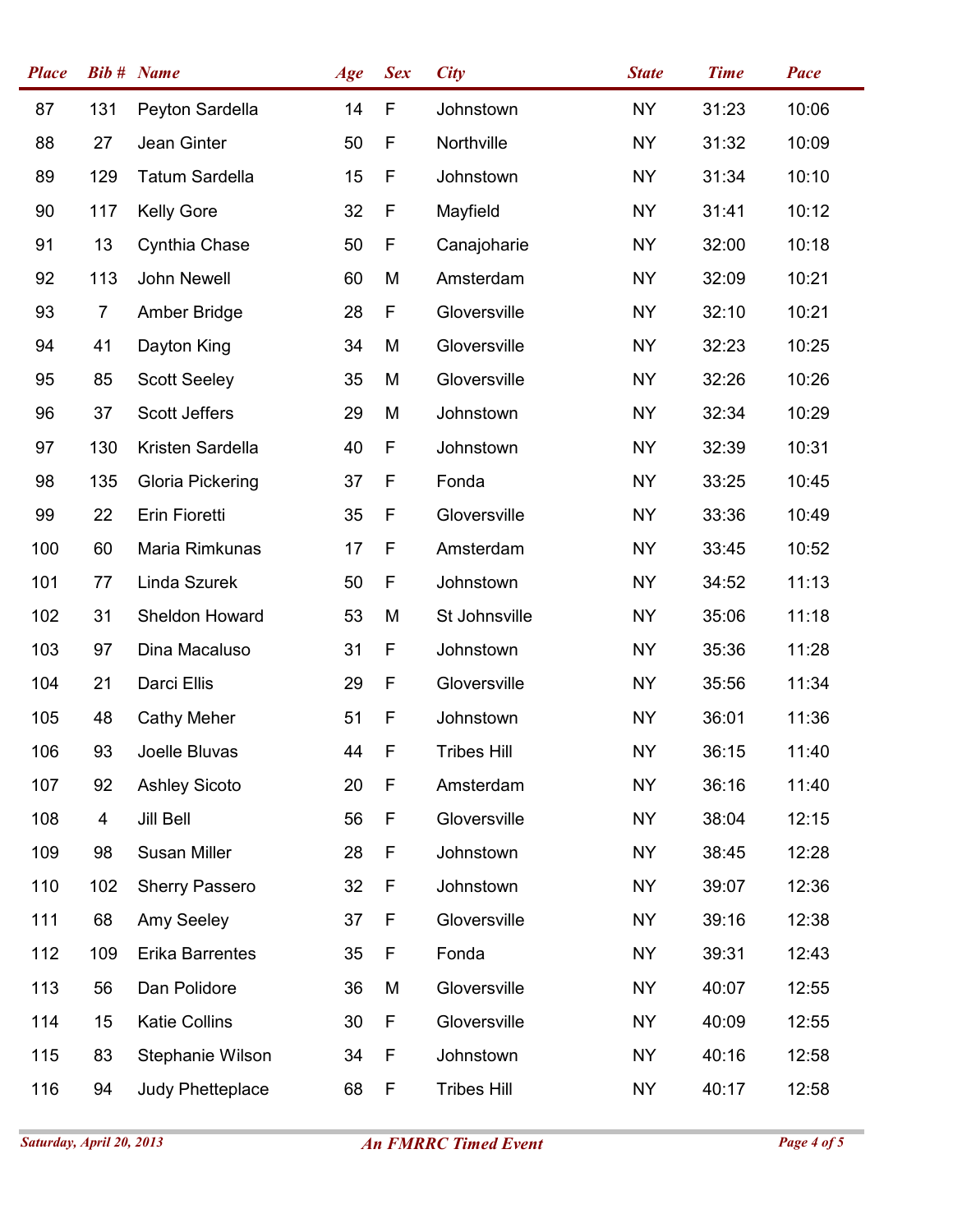| Place | Bib # | Name | Age | Sex | City | State | Time | Pace |
|---|---|---|---|---|---|---|---|---|
| 87 | 131 | Peyton Sardella | 14 | F | Johnstown | NY | 31:23 | 10:06 |
| 88 | 27 | Jean Ginter | 50 | F | Northville | NY | 31:32 | 10:09 |
| 89 | 129 | Tatum Sardella | 15 | F | Johnstown | NY | 31:34 | 10:10 |
| 90 | 117 | Kelly Gore | 32 | F | Mayfield | NY | 31:41 | 10:12 |
| 91 | 13 | Cynthia Chase | 50 | F | Canajoharie | NY | 32:00 | 10:18 |
| 92 | 113 | John Newell | 60 | M | Amsterdam | NY | 32:09 | 10:21 |
| 93 | 7 | Amber Bridge | 28 | F | Gloversville | NY | 32:10 | 10:21 |
| 94 | 41 | Dayton King | 34 | M | Gloversville | NY | 32:23 | 10:25 |
| 95 | 85 | Scott Seeley | 35 | M | Gloversville | NY | 32:26 | 10:26 |
| 96 | 37 | Scott Jeffers | 29 | M | Johnstown | NY | 32:34 | 10:29 |
| 97 | 130 | Kristen Sardella | 40 | F | Johnstown | NY | 32:39 | 10:31 |
| 98 | 135 | Gloria Pickering | 37 | F | Fonda | NY | 33:25 | 10:45 |
| 99 | 22 | Erin Fioretti | 35 | F | Gloversville | NY | 33:36 | 10:49 |
| 100 | 60 | Maria Rimkunas | 17 | F | Amsterdam | NY | 33:45 | 10:52 |
| 101 | 77 | Linda Szurek | 50 | F | Johnstown | NY | 34:52 | 11:13 |
| 102 | 31 | Sheldon Howard | 53 | M | St Johnsville | NY | 35:06 | 11:18 |
| 103 | 97 | Dina Macaluso | 31 | F | Johnstown | NY | 35:36 | 11:28 |
| 104 | 21 | Darci Ellis | 29 | F | Gloversville | NY | 35:56 | 11:34 |
| 105 | 48 | Cathy Meher | 51 | F | Johnstown | NY | 36:01 | 11:36 |
| 106 | 93 | Joelle Bluvas | 44 | F | Tribes Hill | NY | 36:15 | 11:40 |
| 107 | 92 | Ashley Sicoto | 20 | F | Amsterdam | NY | 36:16 | 11:40 |
| 108 | 4 | Jill Bell | 56 | F | Gloversville | NY | 38:04 | 12:15 |
| 109 | 98 | Susan Miller | 28 | F | Johnstown | NY | 38:45 | 12:28 |
| 110 | 102 | Sherry Passero | 32 | F | Johnstown | NY | 39:07 | 12:36 |
| 111 | 68 | Amy Seeley | 37 | F | Gloversville | NY | 39:16 | 12:38 |
| 112 | 109 | Erika Barrentes | 35 | F | Fonda | NY | 39:31 | 12:43 |
| 113 | 56 | Dan Polidore | 36 | M | Gloversville | NY | 40:07 | 12:55 |
| 114 | 15 | Katie Collins | 30 | F | Gloversville | NY | 40:09 | 12:55 |
| 115 | 83 | Stephanie Wilson | 34 | F | Johnstown | NY | 40:16 | 12:58 |
| 116 | 94 | Judy Phetteplace | 68 | F | Tribes Hill | NY | 40:17 | 12:58 |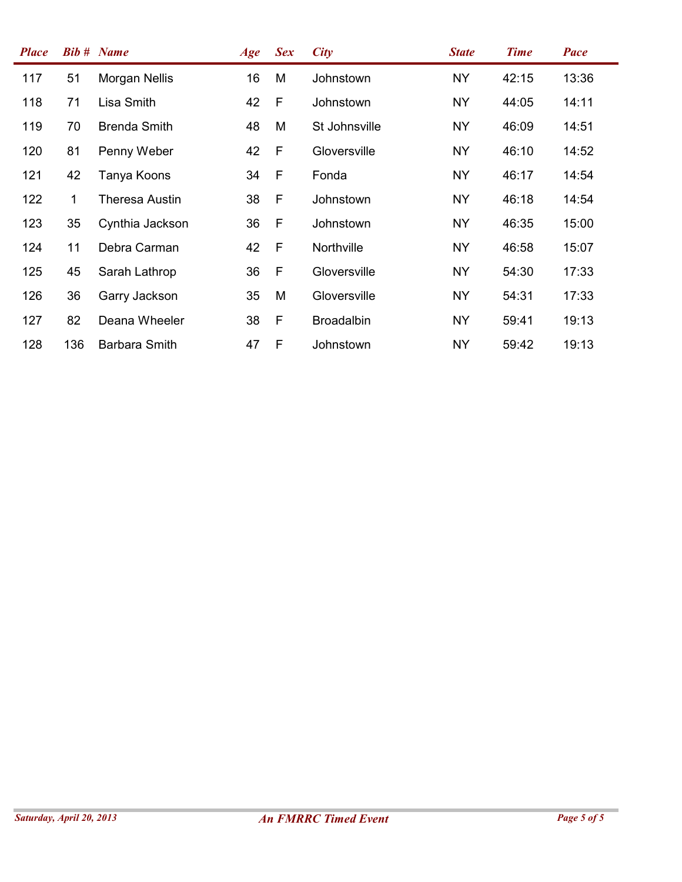| Place | Bib # | Name | Age | Sex | City | State | Time | Pace |
|---|---|---|---|---|---|---|---|---|
| 117 | 51 | Morgan Nellis | 16 | M | Johnstown | NY | 42:15 | 13:36 |
| 118 | 71 | Lisa Smith | 42 | F | Johnstown | NY | 44:05 | 14:11 |
| 119 | 70 | Brenda Smith | 48 | M | St Johnsville | NY | 46:09 | 14:51 |
| 120 | 81 | Penny Weber | 42 | F | Gloversville | NY | 46:10 | 14:52 |
| 121 | 42 | Tanya Koons | 34 | F | Fonda | NY | 46:17 | 14:54 |
| 122 | 1 | Theresa Austin | 38 | F | Johnstown | NY | 46:18 | 14:54 |
| 123 | 35 | Cynthia Jackson | 36 | F | Johnstown | NY | 46:35 | 15:00 |
| 124 | 11 | Debra Carman | 42 | F | Northville | NY | 46:58 | 15:07 |
| 125 | 45 | Sarah Lathrop | 36 | F | Gloversville | NY | 54:30 | 17:33 |
| 126 | 36 | Garry Jackson | 35 | M | Gloversville | NY | 54:31 | 17:33 |
| 127 | 82 | Deana Wheeler | 38 | F | Broadalbin | NY | 59:41 | 19:13 |
| 128 | 136 | Barbara Smith | 47 | F | Johnstown | NY | 59:42 | 19:13 |